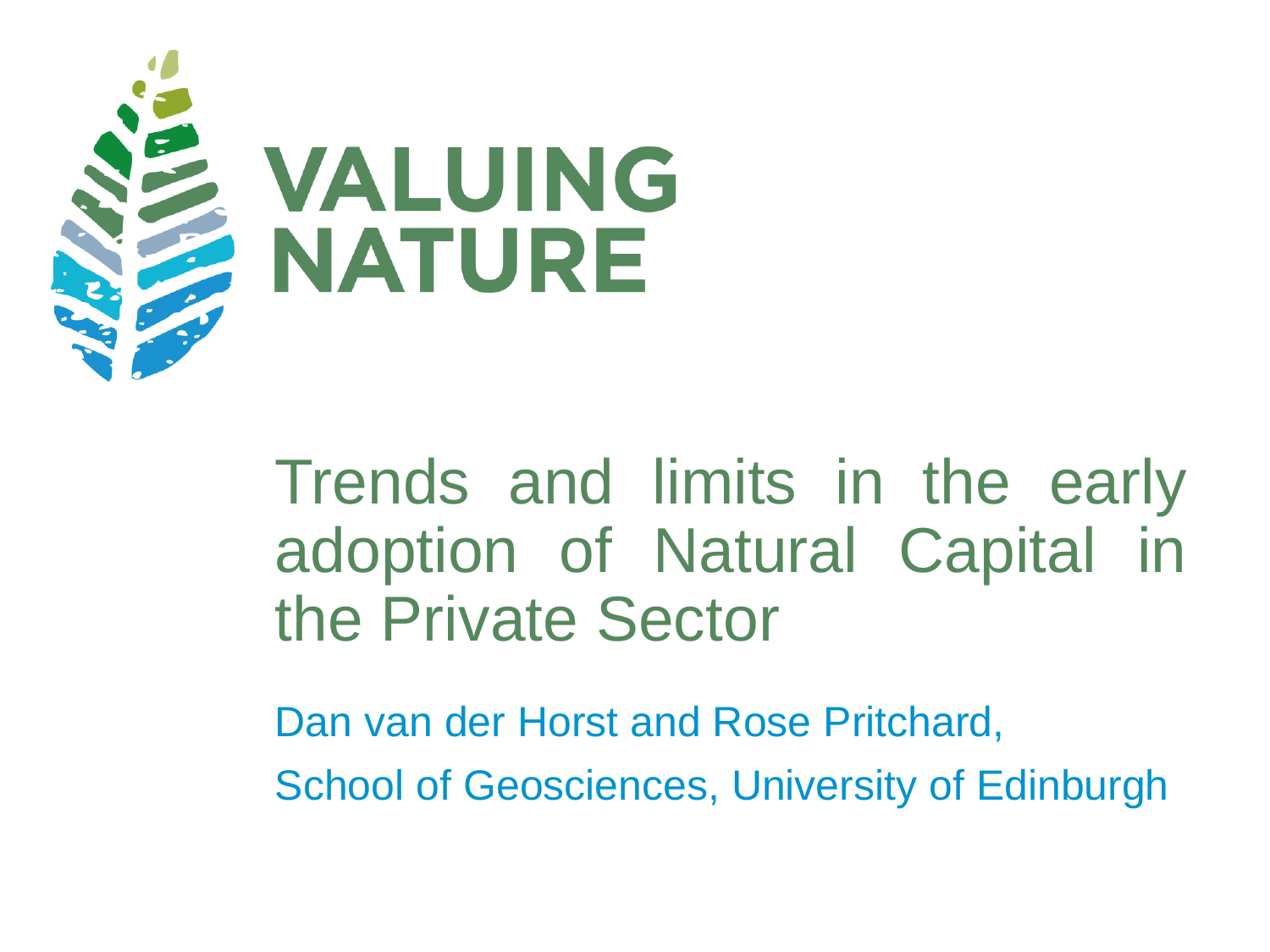VALUING NATURE

# Trends and limits in the early adoption of Natural Capital in the Private Sector

Dan van der Horst and Rose Pritchard,

School of Geosciences, University of Edinburgh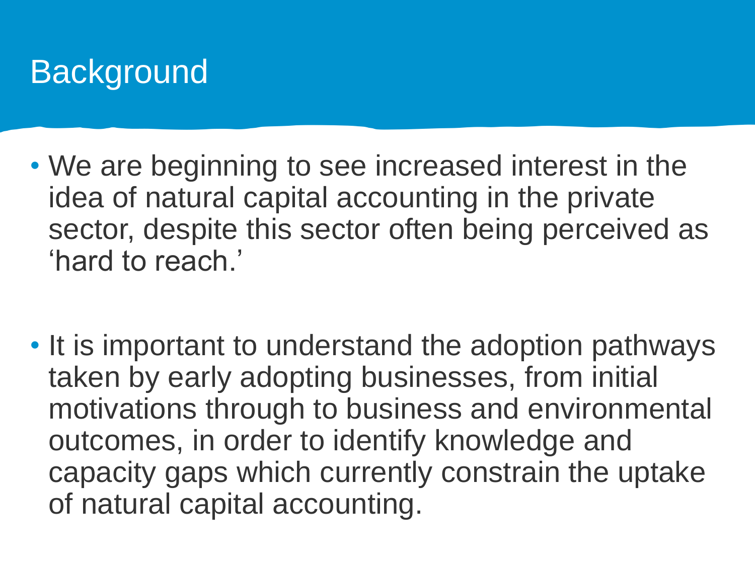# Background

- We are beginning to see increased interest in the idea of natural capital accounting in the private sector, despite this sector often being perceived as 'hard to reach.'

- It is important to understand the adoption pathways taken by early adopting businesses, from initial motivations through to business and environmental outcomes, in order to identify knowledge and capacity gaps which currently constrain the uptake of natural capital accounting.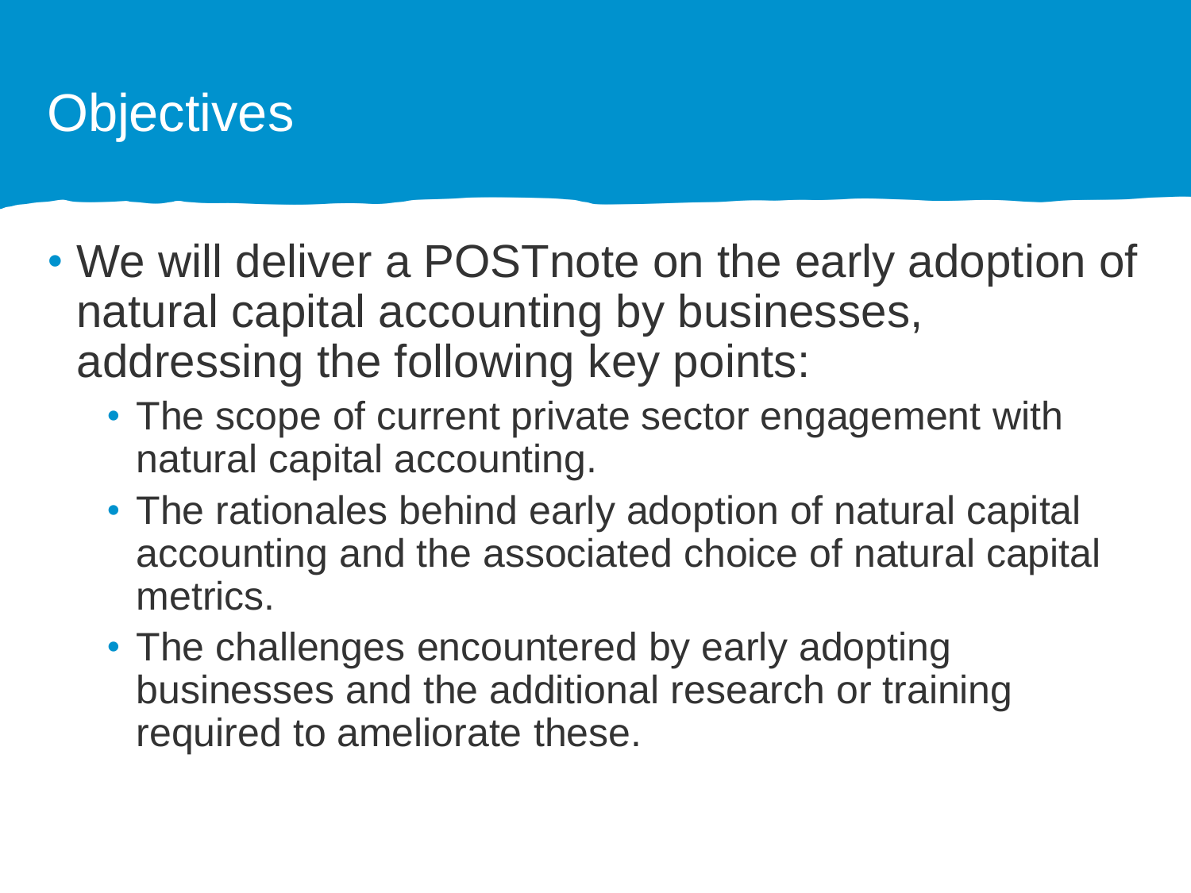# Objectives

- We will deliver a POSTnote on the early adoption of natural capital accounting by businesses, addressing the following key points:
  - The scope of current private sector engagement with natural capital accounting.
  - The rationales behind early adoption of natural capital accounting and the associated choice of natural capital metrics.
  - The challenges encountered by early adopting businesses and the additional research or training required to ameliorate these.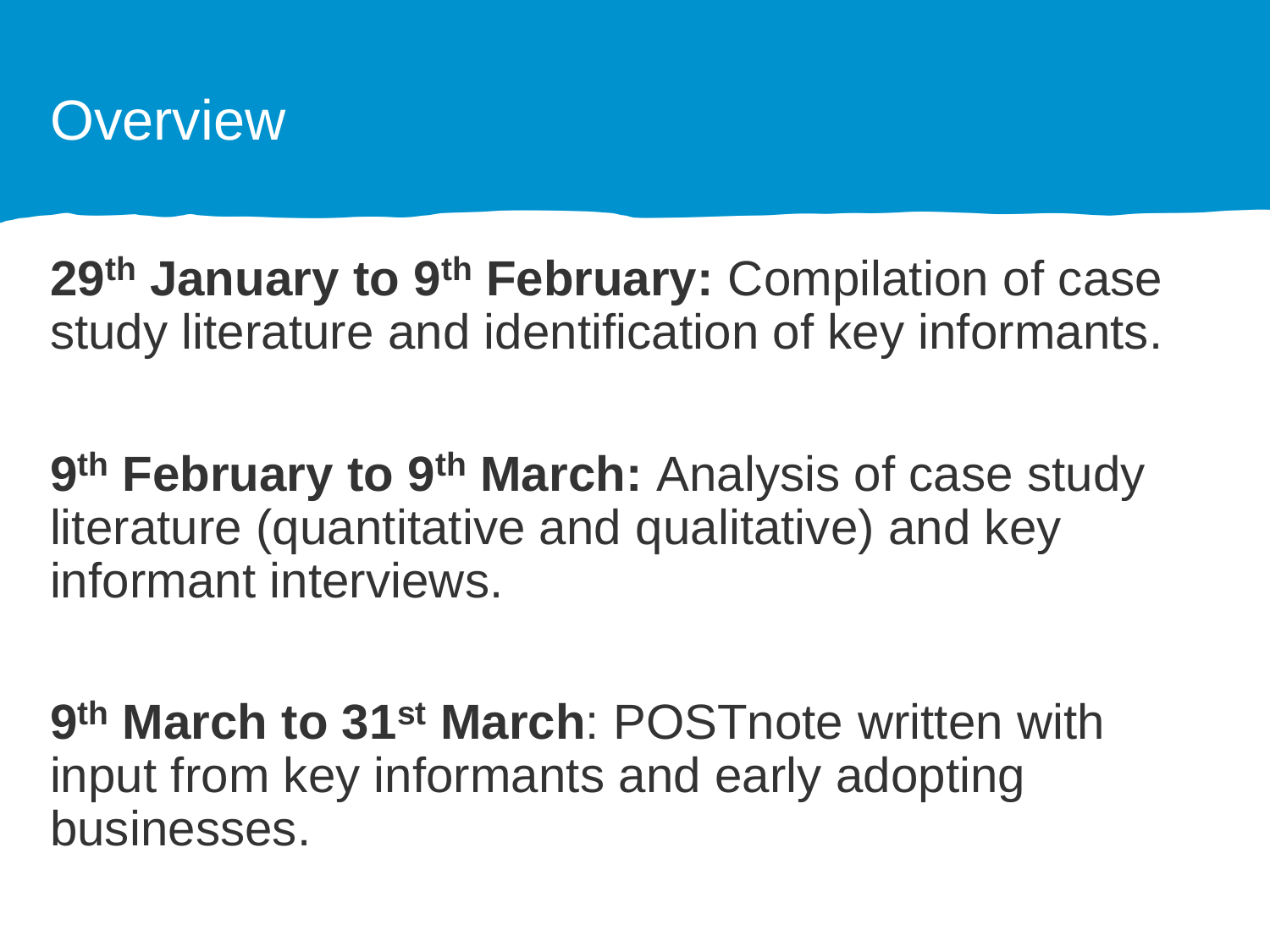# Overview

**29th January to 9th February:** Compilation of case study literature and identification of key informants.

**9th February to 9th March:** Analysis of case study literature (quantitative and qualitative) and key informant interviews.

**9th March to 31st March**: POSTnote written with input from key informants and early adopting businesses.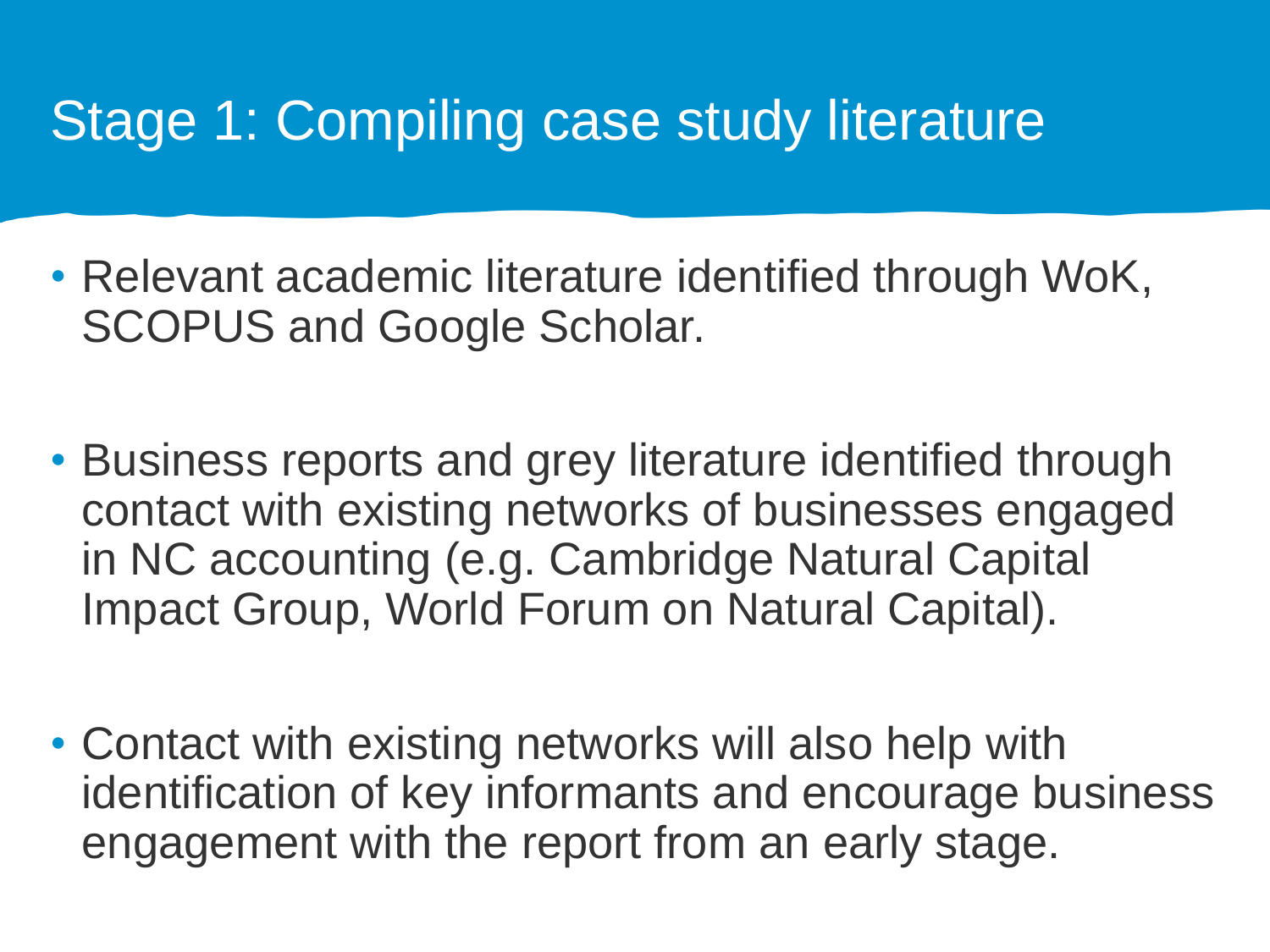# Stage 1: Compiling case study literature

- Relevant academic literature identified through WoK, SCOPUS and Google Scholar.
- Business reports and grey literature identified through contact with existing networks of businesses engaged in NC accounting (e.g. Cambridge Natural Capital Impact Group, World Forum on Natural Capital).
- Contact with existing networks will also help with identification of key informants and encourage business engagement with the report from an early stage.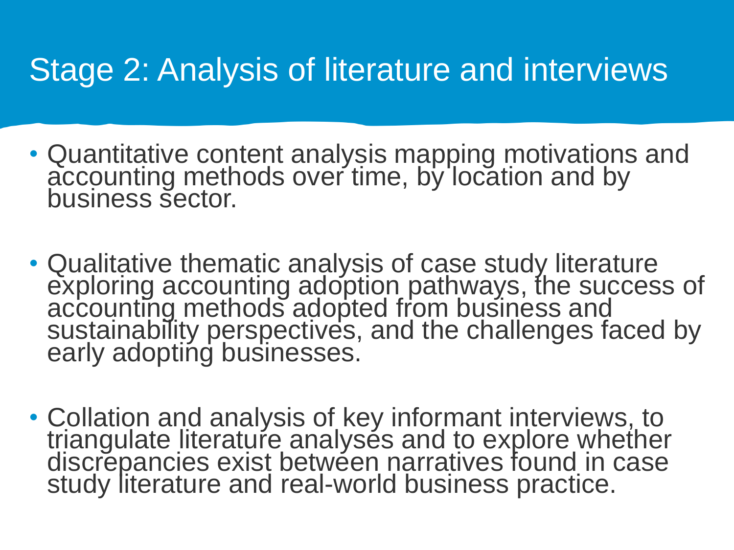# Stage 2: Analysis of literature and interviews

- Quantitative content analysis mapping motivations and accounting methods over time, by location and by business sector.

- Qualitative thematic analysis of case study literature exploring accounting adoption pathways, the success of accounting methods adopted from business and sustainability perspectives, and the challenges faced by early adopting businesses.

- Collation and analysis of key informant interviews, to triangulate literature analyses and to explore whether discrepancies exist between narratives found in case study literature and real-world business practice.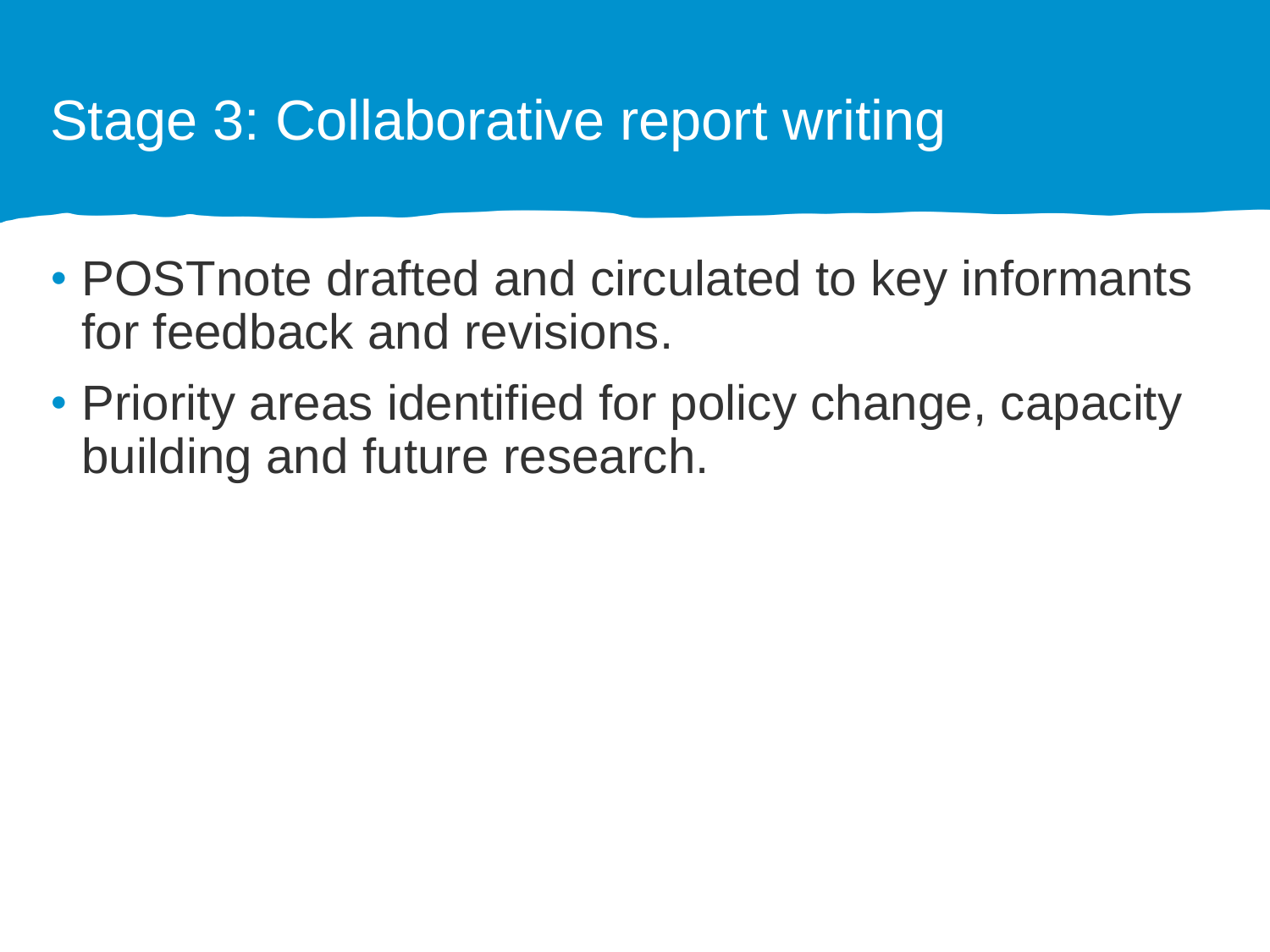# Stage 3: Collaborative report writing

- POSTnote drafted and circulated to key informants for feedback and revisions.
- Priority areas identified for policy change, capacity building and future research.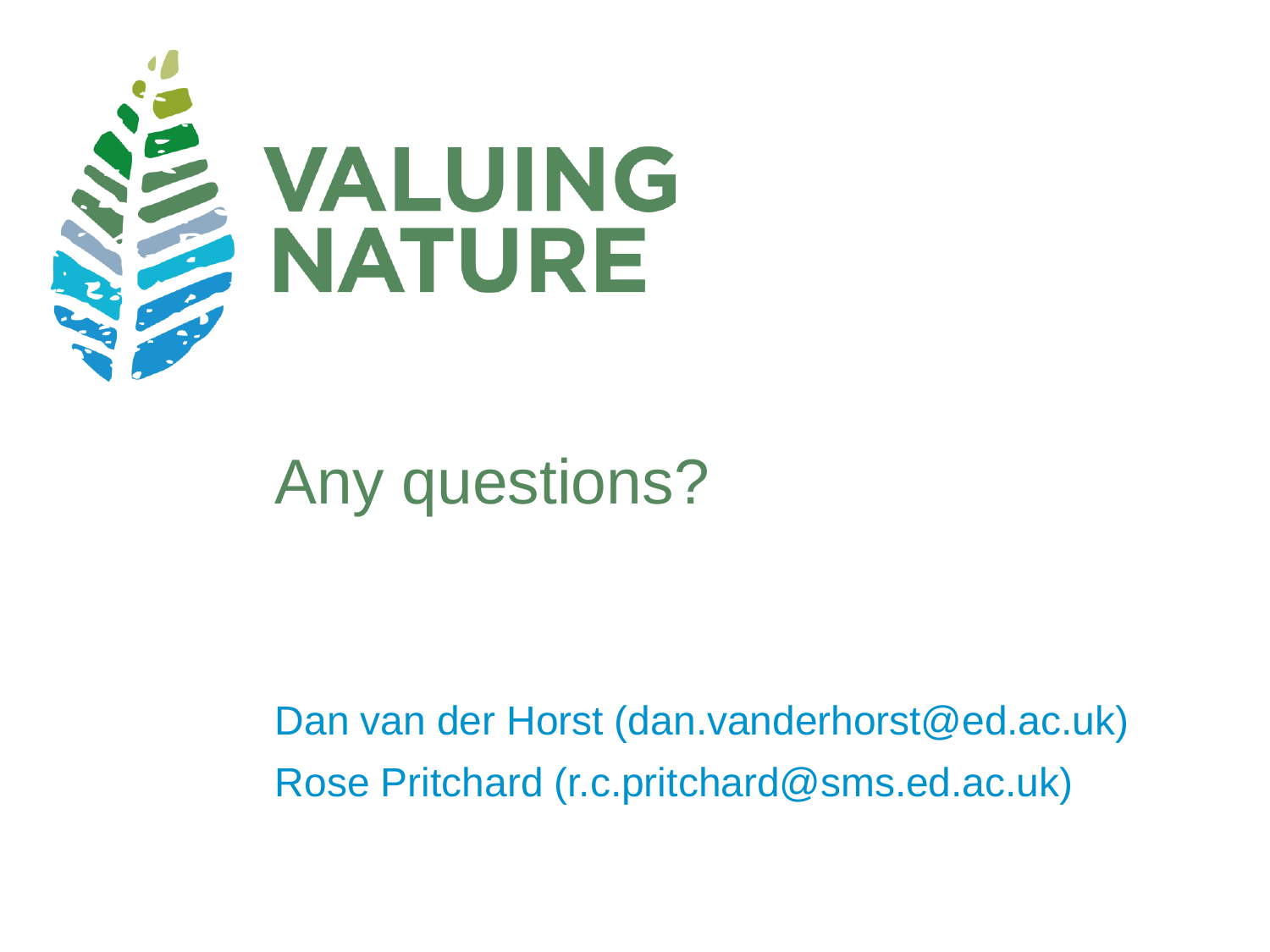# VALUING NATURE

## Any questions?

Dan van der Horst (dan.vanderhorst@ed.ac.uk)
Rose Pritchard (r.c.pritchard@sms.ed.ac.uk)